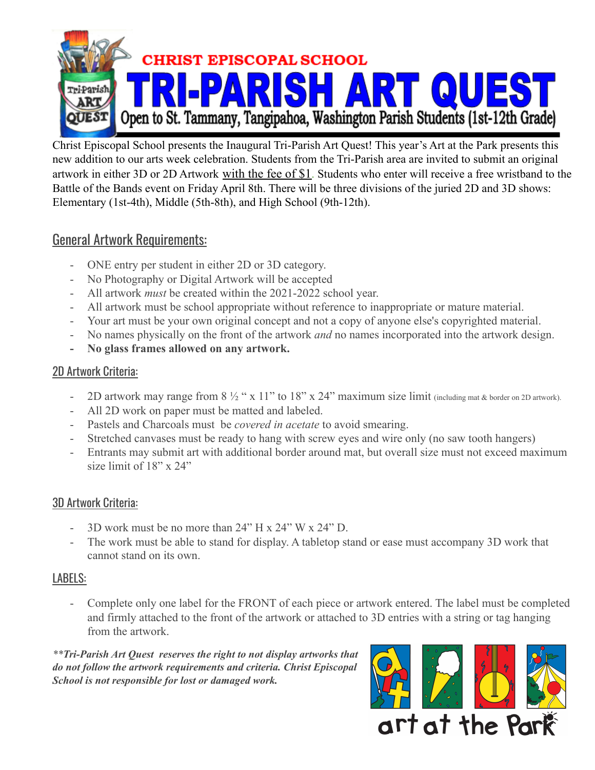## CHRIST EPISCOPAL SCHOOL

# TRI-PARISH ART QUEST

Open to St. Tammany, Tangipahoa, Washington Parish Students (1st-12th Grade)

Christ Episcopal School presents the Inaugural Tri-Parish Art Quest! This year's Art at the Park presents this new addition to our arts week celebration. Students from the Tri-Parish area are invited to submit an original artwork in either 3D or 2D Artwork with the fee of $1. Students who enter will receive a free wristband to the Battle of the Bands event on Friday April 8th. There will be three divisions of the juried 2D and 3D shows: Elementary (1st-4th), Middle (5th-8th), and High School (9th-12th).

## General Artwork Requirements:

- ONE entry per student in either 2D or 3D category.
- No Photography or Digital Artwork will be accepted
- All artwork *must* be created within the 2021-2022 school year.
- All artwork must be school appropriate without reference to inappropriate or mature material.
- Your art must be your own original concept and not a copy of anyone else's copyrighted material.
- No names physically on the front of the artwork *and* no names incorporated into the artwork design.
- **No glass frames allowed on any artwork.**

### 2D Artwork Criteria:

- 2D artwork may range from 8 ½ " x 11" to 18" x 24" maximum size limit (including mat & border on 2D artwork).
- All 2D work on paper must be matted and labeled.
- Pastels and Charcoals must be *covered in acetate* to avoid smearing.
- Stretched canvases must be ready to hang with screw eyes and wire only (no saw tooth hangers)
- Entrants may submit art with additional border around mat, but overall size must not exceed maximum size limit of 18" x 24"

### 3D Artwork Criteria:

- 3D work must be no more than 24" H x 24" W x 24" D.
- The work must be able to stand for display. A tabletop stand or ease must accompany 3D work that cannot stand on its own.

### LABELS:

- Complete only one label for the FRONT of each piece or artwork entered. The label must be completed and firmly attached to the front of the artwork or attached to 3D entries with a string or tag hanging from the artwork.

***\*\*Tri-Parish Art Quest reserves the right to not display artworks that do not follow the artwork requirements and criteria. Christ Episcopal School is not responsible for lost or damaged work.***

art at the Park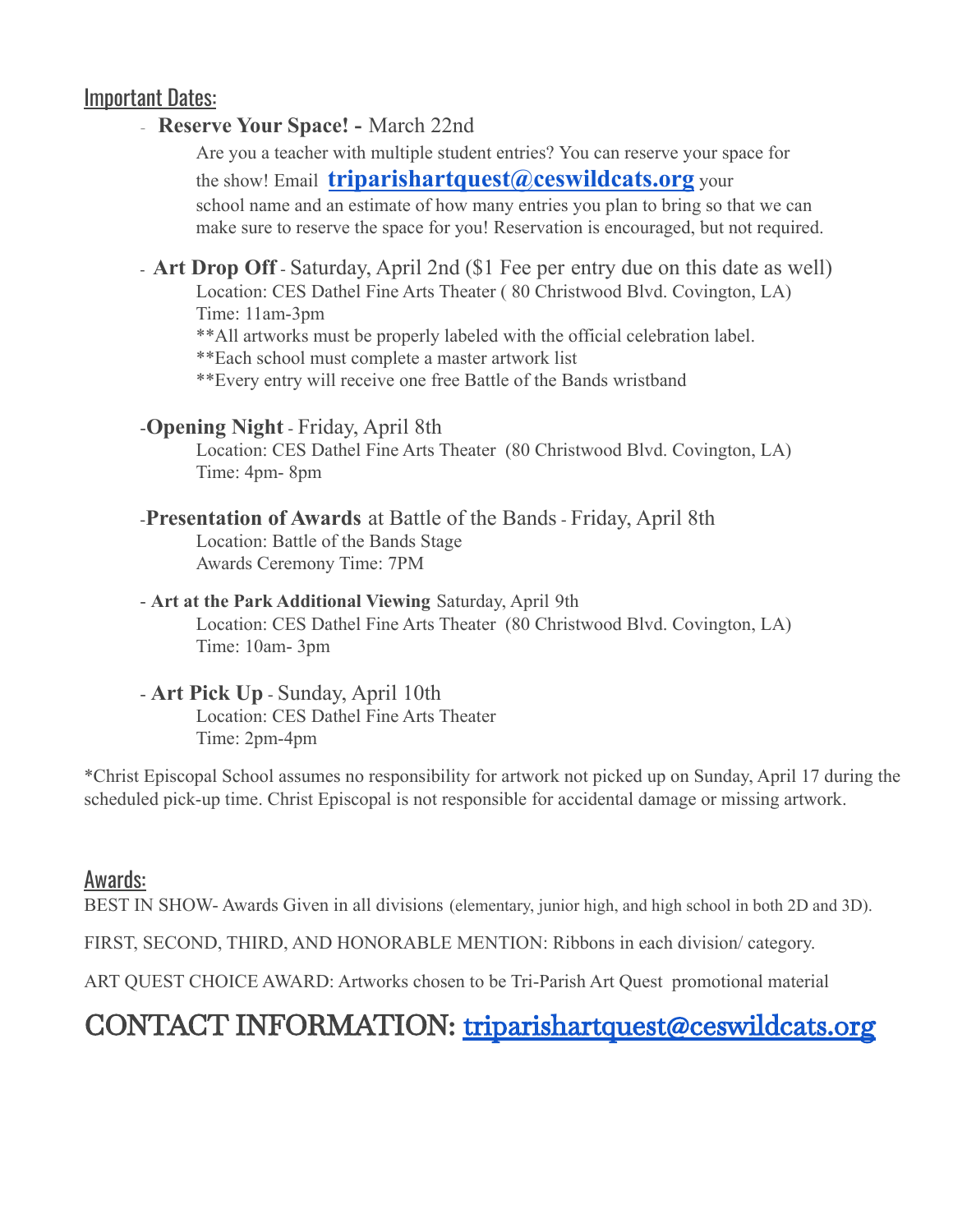## Important Dates:

- **Reserve Your Space! -** March 22nd

  Are you a teacher with multiple student entries? You can reserve your space for the show! Email **triparishartquest@ceswildcats.org** your school name and an estimate of how many entries you plan to bring so that we can make sure to reserve the space for you! Reservation is encouraged, but not required.

- **Art Drop Off** - Saturday, April 2nd ($1 Fee per entry due on this date as well)

  Location: CES Dathel Fine Arts Theater ( 80 Christwood Blvd. Covington, LA)
  Time: 11am-3pm
  **All artworks must be properly labeled with the official celebration label.
  **Each school must complete a master artwork list
  **Every entry will receive one free Battle of the Bands wristband

- **Opening Night** - Friday, April 8th

  Location: CES Dathel Fine Arts Theater (80 Christwood Blvd. Covington, LA)
  Time: 4pm- 8pm

- **Presentation of Awards** at Battle of the Bands - Friday, April 8th

  Location: Battle of the Bands Stage
  Awards Ceremony Time: 7PM

- **Art at the Park Additional Viewing** Saturday, April 9th

  Location: CES Dathel Fine Arts Theater (80 Christwood Blvd. Covington, LA)
  Time: 10am- 3pm

- **Art Pick Up** - Sunday, April 10th

  Location: CES Dathel Fine Arts Theater
  Time: 2pm-4pm

*Christ Episcopal School assumes no responsibility for artwork not picked up on Sunday, April 17 during the scheduled pick-up time. Christ Episcopal is not responsible for accidental damage or missing artwork.

## Awards:

BEST IN SHOW- Awards Given in all divisions (elementary, junior high, and high school in both 2D and 3D).

FIRST, SECOND, THIRD, AND HONORABLE MENTION: Ribbons in each division/ category.

ART QUEST CHOICE AWARD: Artworks chosen to be Tri-Parish Art Quest promotional material

# CONTACT INFORMATION: triparishartquest@ceswildcats.org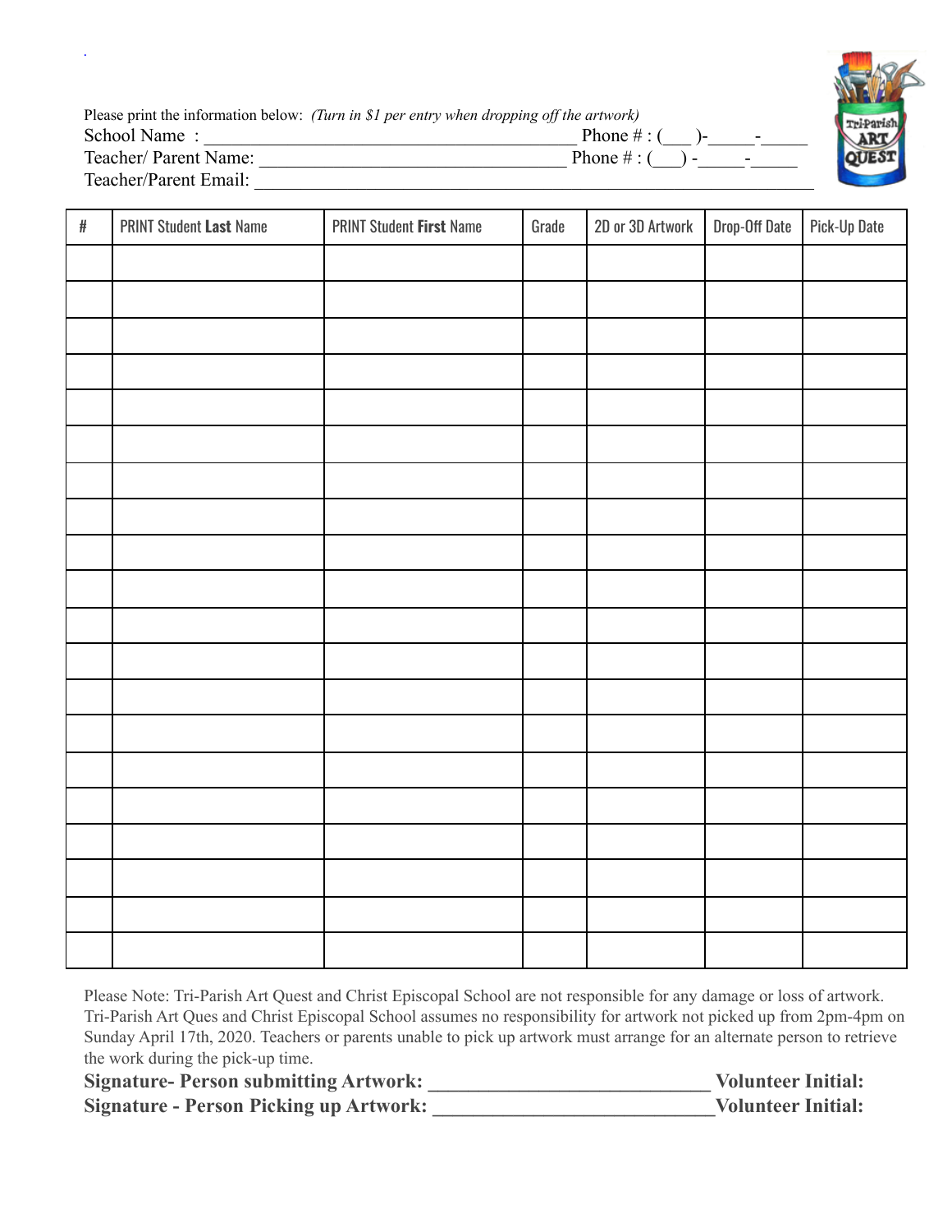Please print the information below: *(Turn in $1 per entry when dropping off the artwork)*

School Name : ________________________________________ Phone # : (___ )-_____-_____

Teacher/ Parent Name: _________________________________ Phone # : (___) -_____-_____

Teacher/Parent Email: __________________________________________________________

| # | PRINT Student **Last** Name | PRINT Student **First** Name | Grade | 2D or 3D Artwork | Drop-Off Date | Pick-Up Date |
|---|---|---|---|---|---|---|
| | | | | | | |
| | | | | | | |
| | | | | | | |
| | | | | | | |
| | | | | | | |
| | | | | | | |
| | | | | | | |
| | | | | | | |
| | | | | | | |
| | | | | | | |
| | | | | | | |
| | | | | | | |
| | | | | | | |
| | | | | | | |
| | | | | | | |
| | | | | | | |
| | | | | | | |
| | | | | | | |
| | | | | | | |
| | | | | | | |

Please Note: Tri-Parish Art Quest and Christ Episcopal School are not responsible for any damage or loss of artwork. Tri-Parish Art Ques and Christ Episcopal School assumes no responsibility for artwork not picked up from 2pm-4pm on Sunday April 17th, 2020. Teachers or parents unable to pick up artwork must arrange for an alternate person to retrieve the work during the pick-up time.

**Signature- Person submitting Artwork: ____________________________ Volunteer Initial:**

**Signature - Person Picking up Artwork: ____________________________ Volunteer Initial:**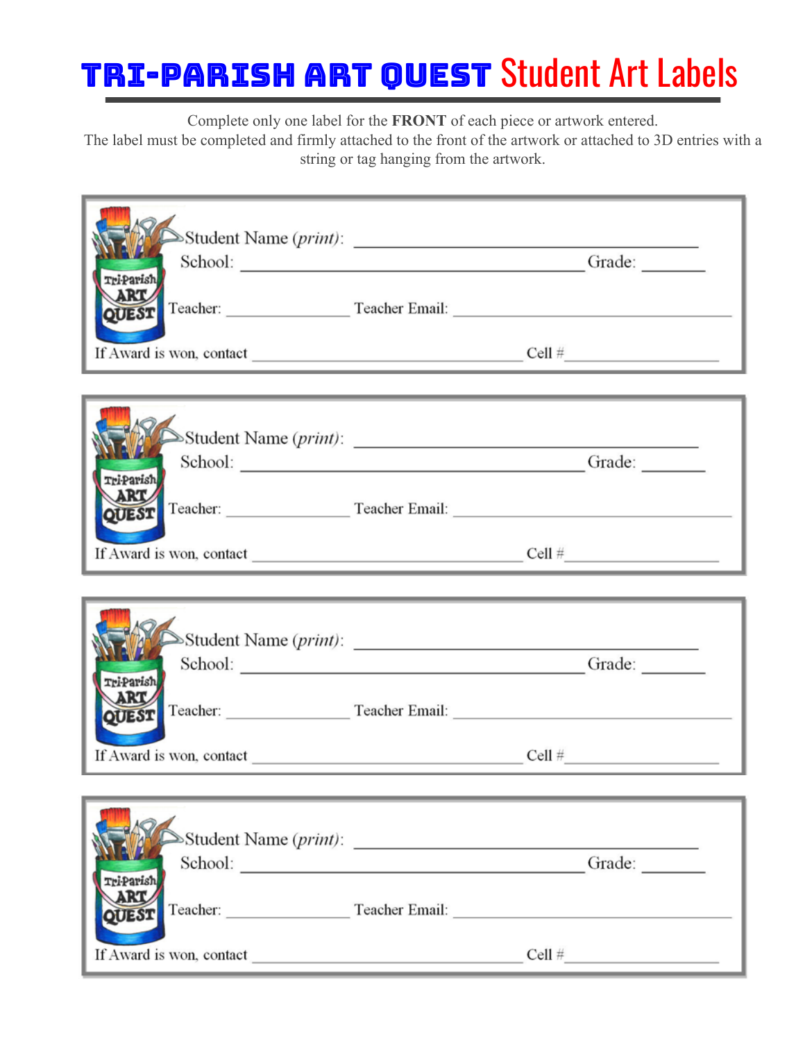# TRI-PARISH ART QUEST Student Art Labels

Complete only one label for the **FRONT** of each piece or artwork entered.
The label must be completed and firmly attached to the front of the artwork or attached to 3D entries with a string or tag hanging from the artwork.

---

Tri-Parish ART QUEST

Student Name *(print)*: ______________________________

School: ______________________________ Grade: ________

Teacher: ______________ Teacher Email: ______________________________

If Award is won, contact ______________________________ Cell # ______________

---

Tri-Parish ART QUEST

Student Name *(print)*: ______________________________

School: ______________________________ Grade: ________

Teacher: ______________ Teacher Email: ______________________________

If Award is won, contact ______________________________ Cell # ______________

---

Tri-Parish ART QUEST

Student Name *(print)*: ______________________________

School: ______________________________ Grade: ________

Teacher: ______________ Teacher Email: ______________________________

If Award is won, contact ______________________________ Cell # ______________

---

Tri-Parish ART QUEST

Student Name *(print)*: ______________________________

School: ______________________________ Grade: ________

Teacher: ______________ Teacher Email: ______________________________

If Award is won, contact ______________________________ Cell # ______________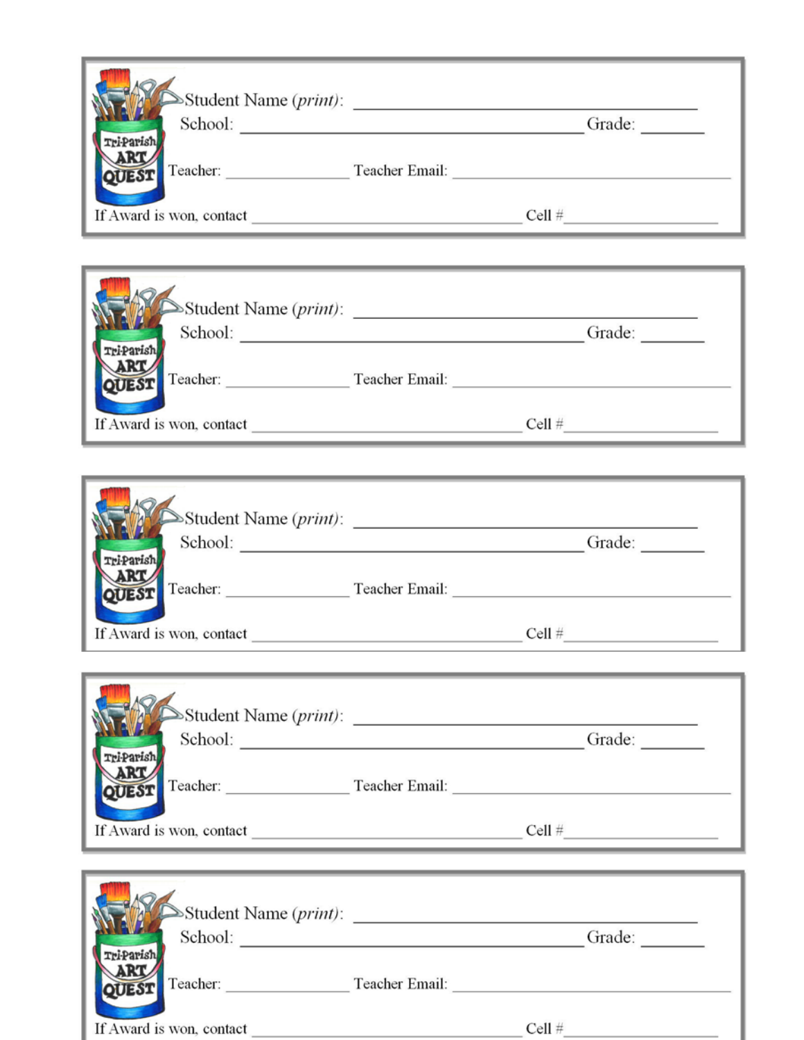Tri-Parish ART QUEST

Student Name *(print)*: ______________________________

School: ______________________________ Grade: ________

Teacher: ________________ Teacher Email: ______________________________

If Award is won, contact ______________________________ Cell #________________

---

Tri-Parish ART QUEST

Student Name *(print)*: ______________________________

School: ______________________________ Grade: ________

Teacher: ________________ Teacher Email: ______________________________

If Award is won, contact ______________________________ Cell #________________

---

Tri-Parish ART QUEST

Student Name *(print)*: ______________________________

School: ______________________________ Grade: ________

Teacher: ________________ Teacher Email: ______________________________

If Award is won, contact ______________________________ Cell #________________

---

Tri-Parish ART QUEST

Student Name *(print)*: ______________________________

School: ______________________________ Grade: ________

Teacher: ________________ Teacher Email: ______________________________

If Award is won, contact ______________________________ Cell #________________

---

Tri-Parish ART QUEST

Student Name *(print)*: ______________________________

School: ______________________________ Grade: ________

Teacher: ________________ Teacher Email: ______________________________

If Award is won, contact ______________________________ Cell #________________